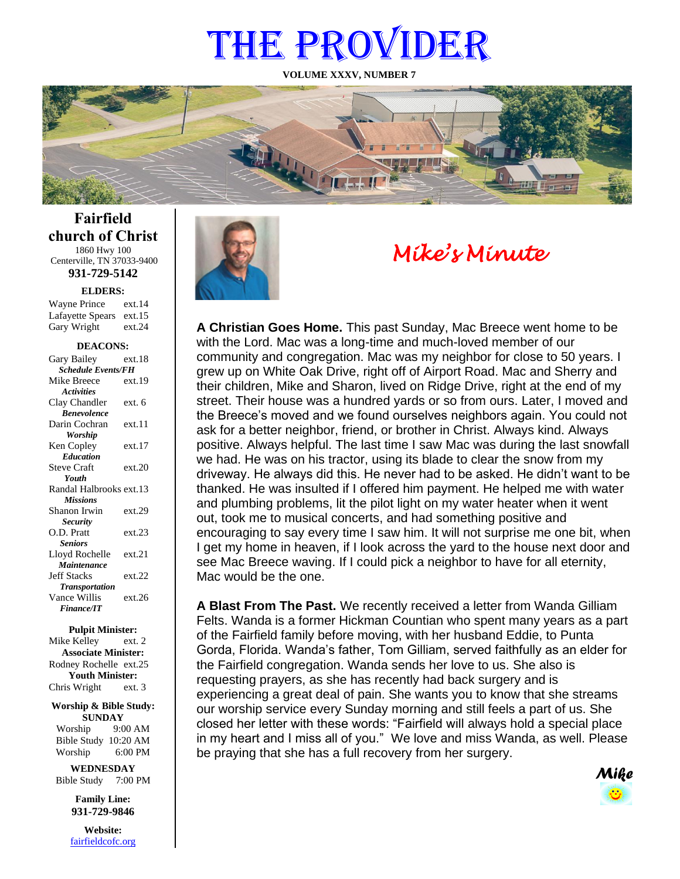# THE PROVIDER

**VOLUME XXXV, NUMBER 7**

## Fairfield church of Christ

1860 Hwy 100
Centerville, TN 37033-9400
**931-729-5142**

**ELDERS:**

Wayne Prince ext.14
Lafayette Spears ext.15
Gary Wright ext.24

**DEACONS:**

Gary Bailey ext.18
***Schedule Events/FH***
Mike Breece ext.19
***Activities***
Clay Chandler ext. 6
***Benevolence***
Darin Cochran ext.11
***Worship***
Ken Copley ext.17
***Education***
Steve Craft ext.20
***Youth***
Randal Halbrooks ext.13
***Missions***
Shanon Irwin ext.29
***Security***
O.D. Pratt ext.23
***Seniors***
Lloyd Rochelle ext.21
***Maintenance***
Jeff Stacks ext.22
***Transportation***
Vance Willis ext.26
***Finance/IT***

**Pulpit Minister:**
Mike Kelley ext. 2
**Associate Minister:**
Rodney Rochelle ext.25
**Youth Minister:**
Chris Wright ext. 3

**Worship & Bible Study:**
**SUNDAY**
Worship 9:00 AM
Bible Study 10:20 AM
Worship 6:00 PM

**WEDNESDAY**
Bible Study 7:00 PM

**Family Line:**
**931-729-9846**

**Website:**
fairfieldcofc.org

## *Mike's Minute*

**A Christian Goes Home.** This past Sunday, Mac Breece went home to be with the Lord. Mac was a long-time and much-loved member of our community and congregation. Mac was my neighbor for close to 50 years. I grew up on White Oak Drive, right off of Airport Road. Mac and Sherry and their children, Mike and Sharon, lived on Ridge Drive, right at the end of my street. Their house was a hundred yards or so from ours. Later, I moved and the Breece's moved and we found ourselves neighbors again. You could not ask for a better neighbor, friend, or brother in Christ. Always kind. Always positive. Always helpful. The last time I saw Mac was during the last snowfall we had. He was on his tractor, using its blade to clear the snow from my driveway. He always did this. He never had to be asked. He didn't want to be thanked. He was insulted if I offered him payment. He helped me with water and plumbing problems, lit the pilot light on my water heater when it went out, took me to musical concerts, and had something positive and encouraging to say every time I saw him. It will not surprise me one bit, when I get my home in heaven, if I look across the yard to the house next door and see Mac Breece waving. If I could pick a neighbor to have for all eternity, Mac would be the one.

**A Blast From The Past.** We recently received a letter from Wanda Gilliam Felts. Wanda is a former Hickman Countian who spent many years as a part of the Fairfield family before moving, with her husband Eddie, to Punta Gorda, Florida. Wanda's father, Tom Gilliam, served faithfully as an elder for the Fairfield congregation. Wanda sends her love to us. She also is requesting prayers, as she has recently had back surgery and is experiencing a great deal of pain. She wants you to know that she streams our worship service every Sunday morning and still feels a part of us. She closed her letter with these words: "Fairfield will always hold a special place in my heart and I miss all of you." We love and miss Wanda, as well. Please be praying that she has a full recovery from her surgery.

***Mike***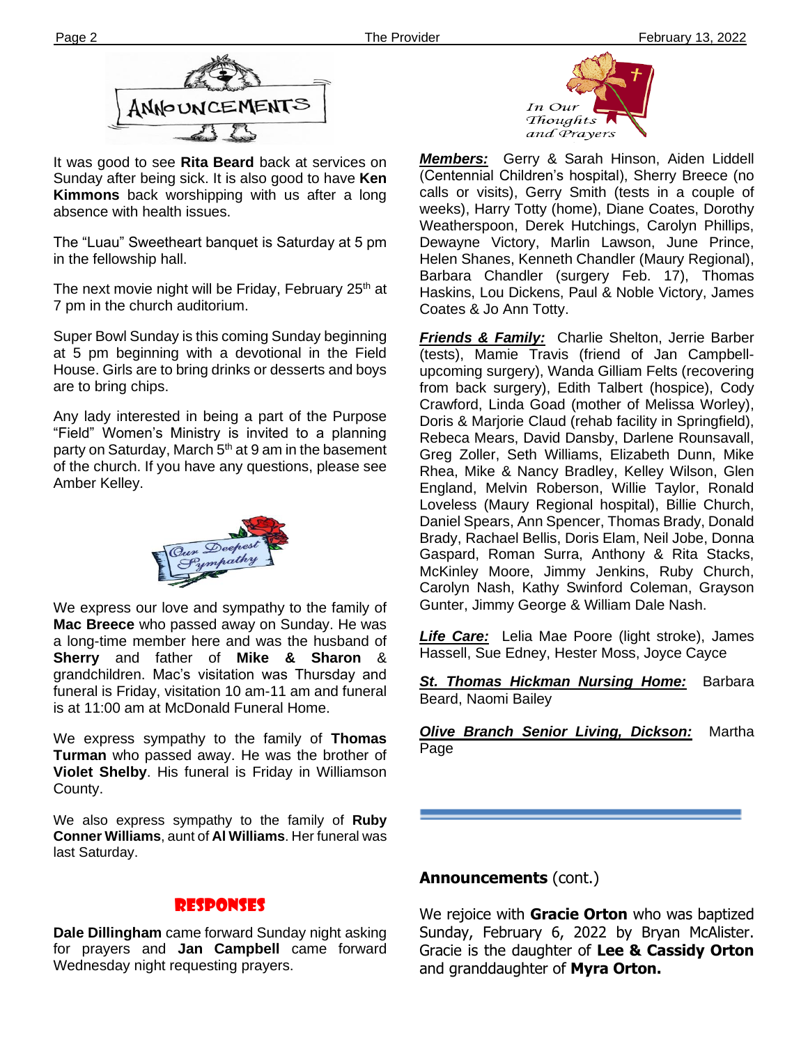## Announcements

It was good to see **Rita Beard** back at services on Sunday after being sick. It is also good to have **Ken Kimmons** back worshipping with us after a long absence with health issues.

The "Luau" Sweetheart banquet is Saturday at 5 pm in the fellowship hall.

The next movie night will be Friday, February 25th at 7 pm in the church auditorium.

Super Bowl Sunday is this coming Sunday beginning at 5 pm beginning with a devotional in the Field House. Girls are to bring drinks or desserts and boys are to bring chips.

Any lady interested in being a part of the Purpose "Field" Women's Ministry is invited to a planning party on Saturday, March 5th at 9 am in the basement of the church. If you have any questions, please see Amber Kelley.

### Our Deepest Sympathy

We express our love and sympathy to the family of **Mac Breece** who passed away on Sunday. He was a long-time member here and was the husband of **Sherry** and father of **Mike & Sharon** & grandchildren. Mac's visitation was Thursday and funeral is Friday, visitation 10 am-11 am and funeral is at 11:00 am at McDonald Funeral Home.

We express sympathy to the family of **Thomas Turman** who passed away. He was the brother of **Violet Shelby**. His funeral is Friday in Williamson County.

We also express sympathy to the family of **Ruby Conner Williams**, aunt of **Al Williams**. Her funeral was last Saturday.

## Responses

**Dale Dillingham** came forward Sunday night asking for prayers and **Jan Campbell** came forward Wednesday night requesting prayers.

## In Our Thoughts and Prayers

***Members:*** Gerry & Sarah Hinson, Aiden Liddell (Centennial Children's hospital), Sherry Breece (no calls or visits), Gerry Smith (tests in a couple of weeks), Harry Totty (home), Diane Coates, Dorothy Weatherspoon, Derek Hutchings, Carolyn Phillips, Dewayne Victory, Marlin Lawson, June Prince, Helen Shanes, Kenneth Chandler (Maury Regional), Barbara Chandler (surgery Feb. 17), Thomas Haskins, Lou Dickens, Paul & Noble Victory, James Coates & Jo Ann Totty.

***Friends & Family:*** Charlie Shelton, Jerrie Barber (tests), Mamie Travis (friend of Jan Campbell- upcoming surgery), Wanda Gilliam Felts (recovering from back surgery), Edith Talbert (hospice), Cody Crawford, Linda Goad (mother of Melissa Worley), Doris & Marjorie Claud (rehab facility in Springfield), Rebeca Mears, David Dansby, Darlene Rounsavall, Greg Zoller, Seth Williams, Elizabeth Dunn, Mike Rhea, Mike & Nancy Bradley, Kelley Wilson, Glen England, Melvin Roberson, Willie Taylor, Ronald Loveless (Maury Regional hospital), Billie Church, Daniel Spears, Ann Spencer, Thomas Brady, Donald Brady, Rachael Bellis, Doris Elam, Neil Jobe, Donna Gaspard, Roman Surra, Anthony & Rita Stacks, McKinley Moore, Jimmy Jenkins, Ruby Church, Carolyn Nash, Kathy Swinford Coleman, Grayson Gunter, Jimmy George & William Dale Nash.

***Life Care:*** Lelia Mae Poore (light stroke), James Hassell, Sue Edney, Hester Moss, Joyce Cayce

***St. Thomas Hickman Nursing Home:*** Barbara Beard, Naomi Bailey

***Olive Branch Senior Living, Dickson:*** Martha Page

**Announcements** (cont.)

We rejoice with **Gracie Orton** who was baptized Sunday, February 6, 2022 by Bryan McAlister. Gracie is the daughter of **Lee & Cassidy Orton** and granddaughter of **Myra Orton.**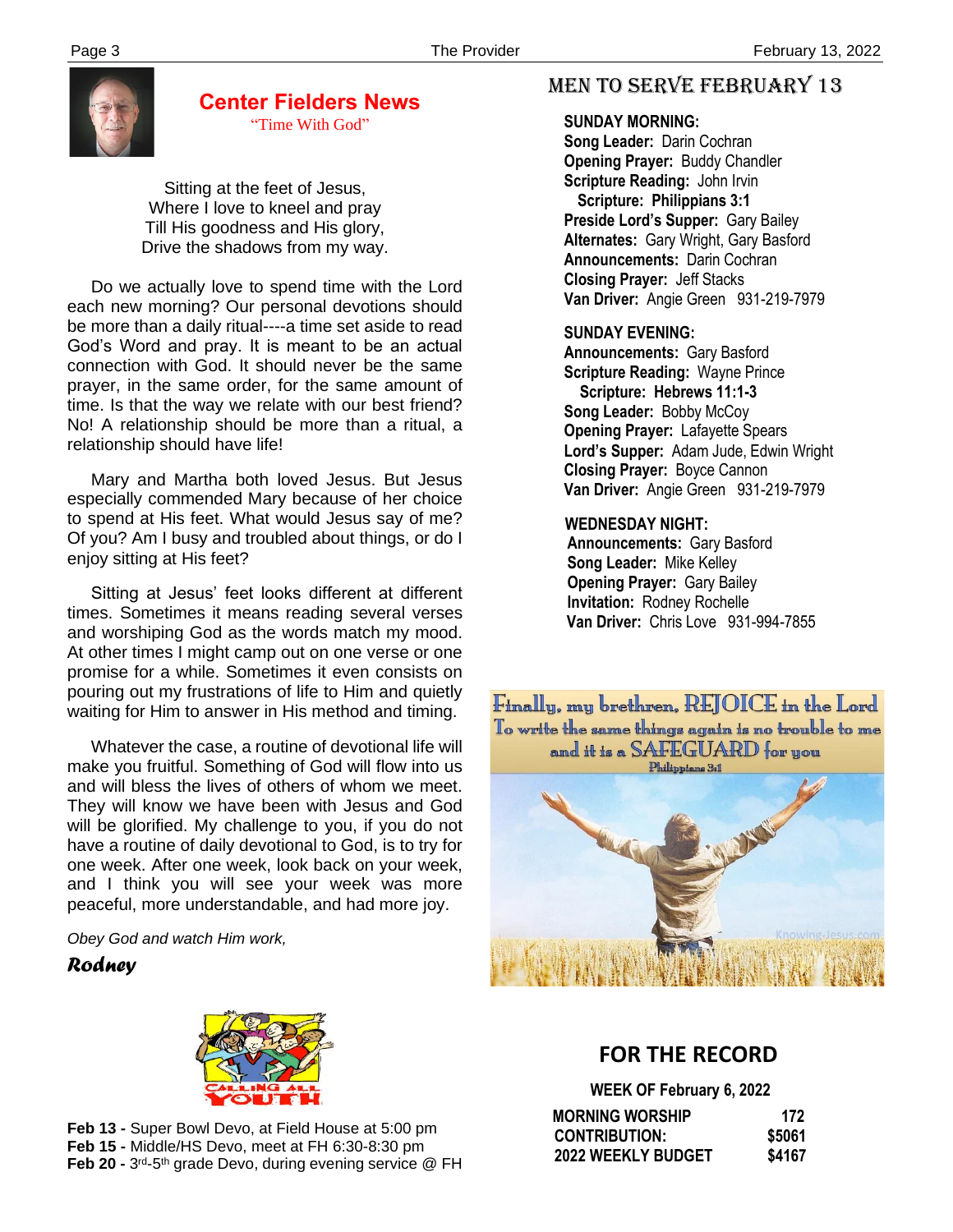## Center Fielders News

"Time With God"

Sitting at the feet of Jesus,
Where I love to kneel and pray
Till His goodness and His glory,
Drive the shadows from my way.

Do we actually love to spend time with the Lord each new morning? Our personal devotions should be more than a daily ritual----a time set aside to read God's Word and pray. It is meant to be an actual connection with God. It should never be the same prayer, in the same order, for the same amount of time. Is that the way we relate with our best friend? No! A relationship should be more than a ritual, a relationship should have life!

Mary and Martha both loved Jesus. But Jesus especially commended Mary because of her choice to spend at His feet. What would Jesus say of me? Of you? Am I busy and troubled about things, or do I enjoy sitting at His feet?

Sitting at Jesus' feet looks different at different times. Sometimes it means reading several verses and worshiping God as the words match my mood. At other times I might camp out on one verse or one promise for a while. Sometimes it even consists on pouring out my frustrations of life to Him and quietly waiting for Him to answer in His method and timing.

Whatever the case, a routine of devotional life will make you fruitful. Something of God will flow into us and will bless the lives of others of whom we meet. They will know we have been with Jesus and God will be glorified. My challenge to you, if you do not have a routine of daily devotional to God, is to try for one week. After one week, look back on your week, and I think you will see your week was more peaceful, more understandable, and had more joy.

*Obey God and watch Him work,*

***Rodney***

**Calling All Youth**

**Feb 13 -** Super Bowl Devo, at Field House at 5:00 pm
**Feb 15 -** Middle/HS Devo, meet at FH 6:30-8:30 pm
**Feb 20 -** 3rd-5th grade Devo, during evening service @ FH

## MEN TO SERVE FEBRUARY 13

**SUNDAY MORNING:**
**Song Leader:** Darin Cochran
**Opening Prayer:** Buddy Chandler
**Scripture Reading:** John Irvin
**Scripture: Philippians 3:1**
**Preside Lord's Supper:** Gary Bailey
**Alternates:** Gary Wright, Gary Basford
**Announcements:** Darin Cochran
**Closing Prayer:** Jeff Stacks
**Van Driver:** Angie Green 931-219-7979

**SUNDAY EVENING:**
**Announcements:** Gary Basford
**Scripture Reading:** Wayne Prince
**Scripture: Hebrews 11:1-3**
**Song Leader:** Bobby McCoy
**Opening Prayer:** Lafayette Spears
**Lord's Supper:** Adam Jude, Edwin Wright
**Closing Prayer:** Boyce Cannon
**Van Driver:** Angie Green 931-219-7979

**WEDNESDAY NIGHT:**
**Announcements:** Gary Basford
**Song Leader:** Mike Kelley
**Opening Prayer:** Gary Bailey
**Invitation:** Rodney Rochelle
**Van Driver:** Chris Love 931-994-7855

Finally, my brethren, REJOICE in the Lord
To write the same things again is no trouble to me
and it is a SAFEGUARD for you
Philippians 3:1

## FOR THE RECORD

**WEEK OF February 6, 2022**

| | |
|---|---|
| **MORNING WORSHIP** | **172** |
| **CONTRIBUTION:** | **$5061** |
| **2022 WEEKLY BUDGET** | **$4167** |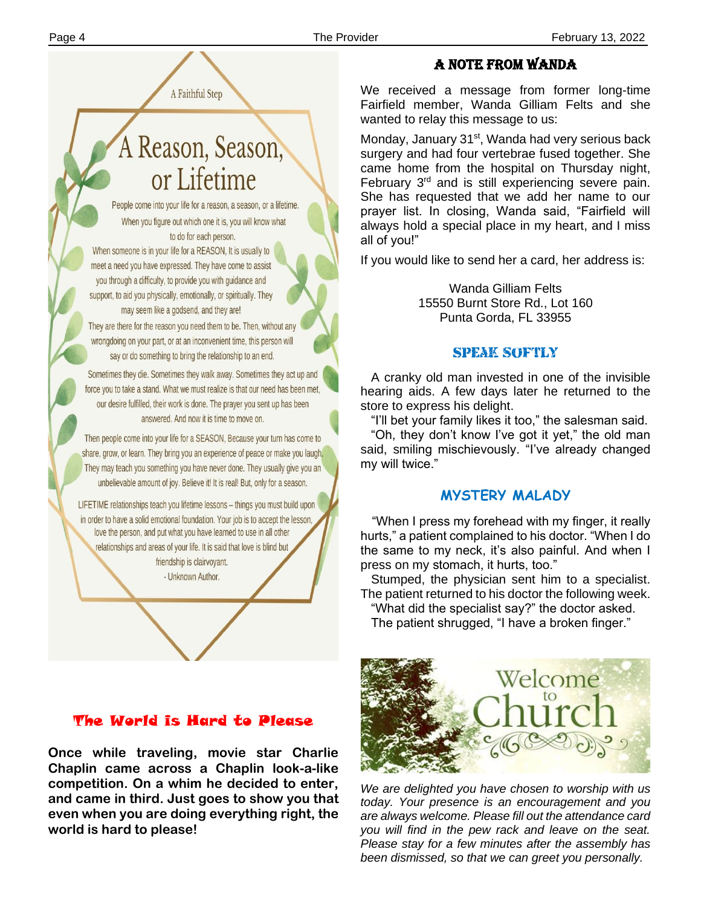A Faithful Step

# A Reason, Season, or Lifetime

People come into your life for a reason, a season, or a lifetime. When you figure out which one it is, you will know what to do for each person.

When someone is in your life for a REASON, It is usually to meet a need you have expressed. They have come to assist you through a difficulty, to provide you with guidance and support, to aid you physically, emotionally, or spiritually. They may seem like a godsend, and they are! They are there for the reason you need them to be. Then, without any wrongdoing on your part, or at an inconvenient time, this person will say or do something to bring the relationship to an end.

Sometimes they die. Sometimes they walk away. Sometimes they act up and force you to take a stand. What we must realize is that our need has been met, our desire fulfilled, their work is done. The prayer you sent up has been answered. And now it is time to move on.

Then people come into your life for a SEASON, Because your turn has come to share, grow, or learn. They bring you an experience of peace or make you laugh. They may teach you something you have never done. They usually give you an unbelievable amount of joy. Believe it! It is real! But, only for a season.

LIFETIME relationships teach you lifetime lessons – things you must build upon in order to have a solid emotional foundation. Your job is to accept the lesson, love the person, and put what you have learned to use in all other relationships and areas of your life. It is said that love is blind but friendship is clairvoyant.

- Unknown Author.

## The World is Hard to Please

**Once while traveling, movie star Charlie Chaplin came across a Chaplin look-a-like competition. On a whim he decided to enter, and came in third. Just goes to show you that even when you are doing everything right, the world is hard to please!**

## A NOTE FROM WANDA

We received a message from former long-time Fairfield member, Wanda Gilliam Felts and she wanted to relay this message to us:

Monday, January 31st, Wanda had very serious back surgery and had four vertebrae fused together. She came home from the hospital on Thursday night, February 3rd and is still experiencing severe pain. She has requested that we add her name to our prayer list. In closing, Wanda said, "Fairfield will always hold a special place in my heart, and I miss all of you!"

If you would like to send her a card, her address is:

Wanda Gilliam Felts
15550 Burnt Store Rd., Lot 160
Punta Gorda, FL 33955

## SPEAK SOFTLY

A cranky old man invested in one of the invisible hearing aids. A few days later he returned to the store to express his delight.

"I'll bet your family likes it too," the salesman said.

"Oh, they don't know I've got it yet," the old man said, smiling mischievously. "I've already changed my will twice."

## MYSTERY MALADY

"When I press my forehead with my finger, it really hurts," a patient complained to his doctor. "When I do the same to my neck, it's also painful. And when I press on my stomach, it hurts, too."

Stumped, the physician sent him to a specialist. The patient returned to his doctor the following week.

"What did the specialist say?" the doctor asked.

The patient shrugged, "I have a broken finger."

Welcome to Church

*We are delighted you have chosen to worship with us today. Your presence is an encouragement and you are always welcome. Please fill out the attendance card you will find in the pew rack and leave on the seat. Please stay for a few minutes after the assembly has been dismissed, so that we can greet you personally.*